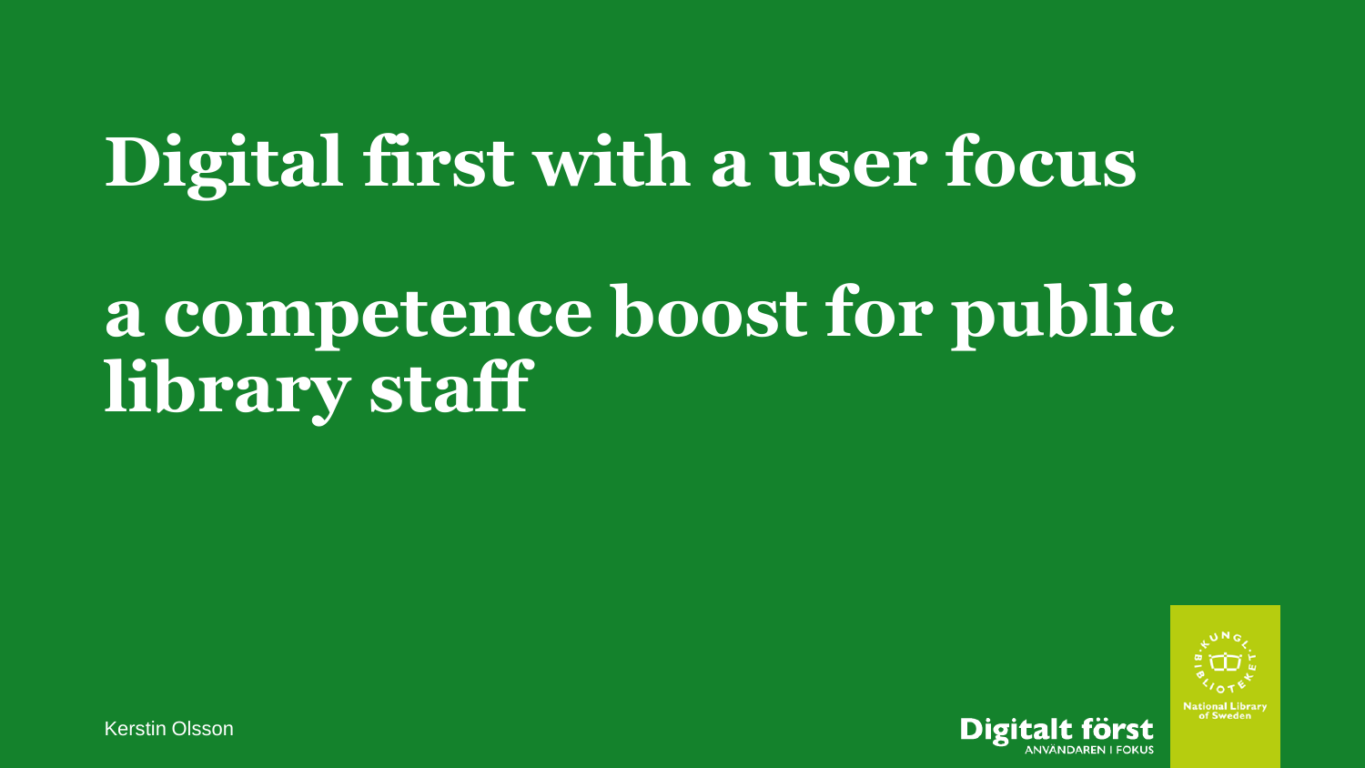# Digital first with a user focus

# a competence boost for public library staff

Kerstin Olsson

Digitalt först
ANVÄNDAREN I FOKUS

National Library of Sweden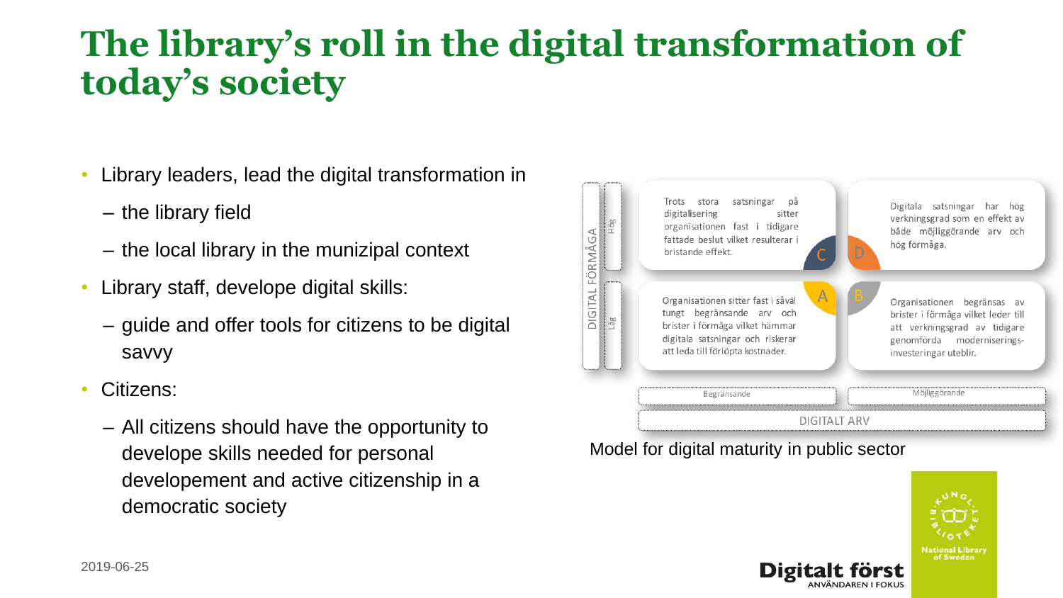# The library's roll in the digital transformation of today's society

- Library leaders, lead the digital transformation in
  - the library field
  - the local library in the munizipal context
- Library staff, develope digital skills:
  - guide and offer tools for citizens to be digital savvy
- Citizens:
  - All citizens should have the opportunity to develope skills needed for personal developement and active citizenship in a democratic society

| DIGITAL FÖRMÅGA | | Begränsande | Möjliggörande |
|---|---|---|---|
| | Hög | **C** Trots stora satsningar på digitalisering sitter organisationen fast i tidigare fattade beslut vilket resulterar i bristande effekt. | **D** Digitala satsningar har hög verkningsgrad som en effekt av både möjliggörande arv och hög förmåga. |
| | Låg | **A** Organisationen sitter fast i såväl tungt begränsande arv och brister i förmåga vilket hämmar digitala satsningar och riskerar att leda till förlöpta kostnader. | **B** Organisationen begränsas av brister i förmåga vilket leder till att verkningsgrad av tidigare genomförda moderniserings-investeringar uteblir. |
| | | DIGITALT ARV | |

Model for digital maturity in public sector

2019-06-25

Digitalt först
ANVÄNDAREN I FOKUS

KUNGL. BIBLIOTEKET
National Library of Sweden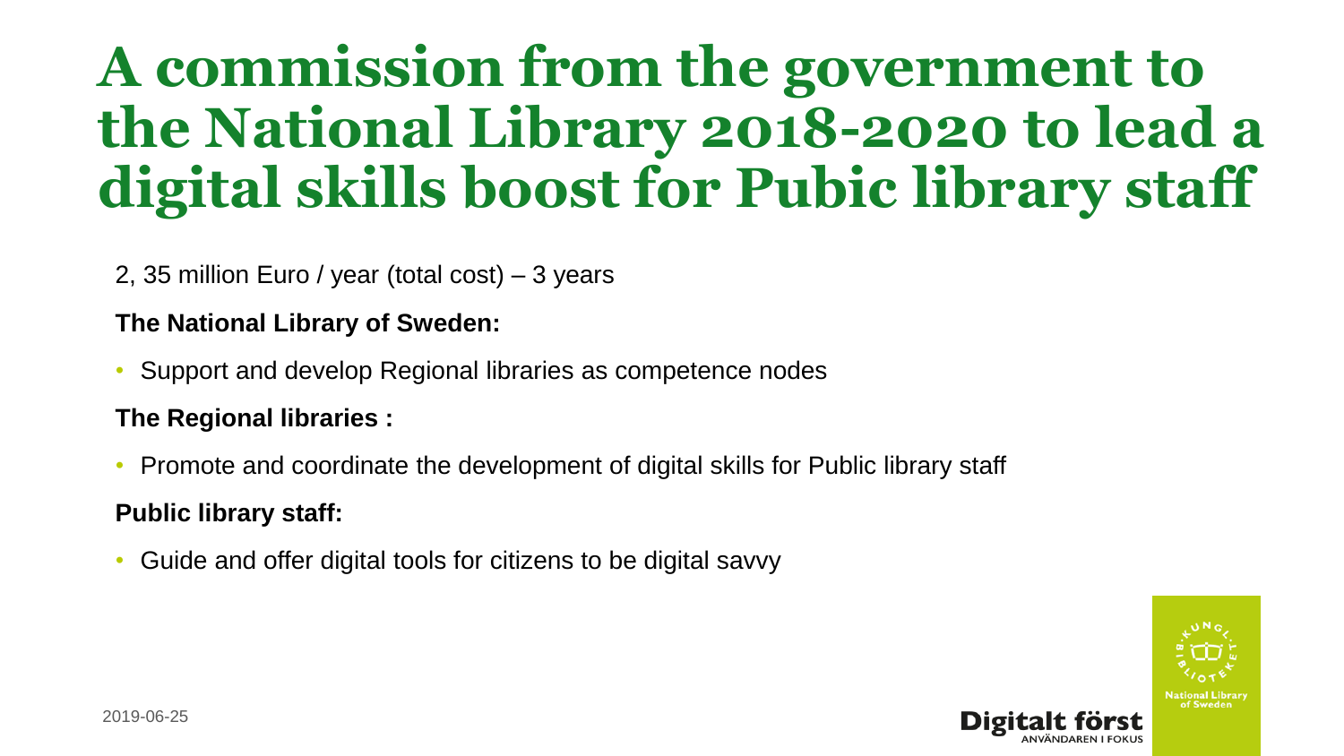# A commission from the government to the National Library 2018-2020 to lead a digital skills boost for Pubic library staff

2, 35 million Euro / year (total cost) – 3 years

**The National Library of Sweden:**

- Support and develop Regional libraries as competence nodes

**The Regional libraries :**

- Promote and coordinate the development of digital skills for Public library staff

**Public library staff:**

- Guide and offer digital tools for citizens to be digital savvy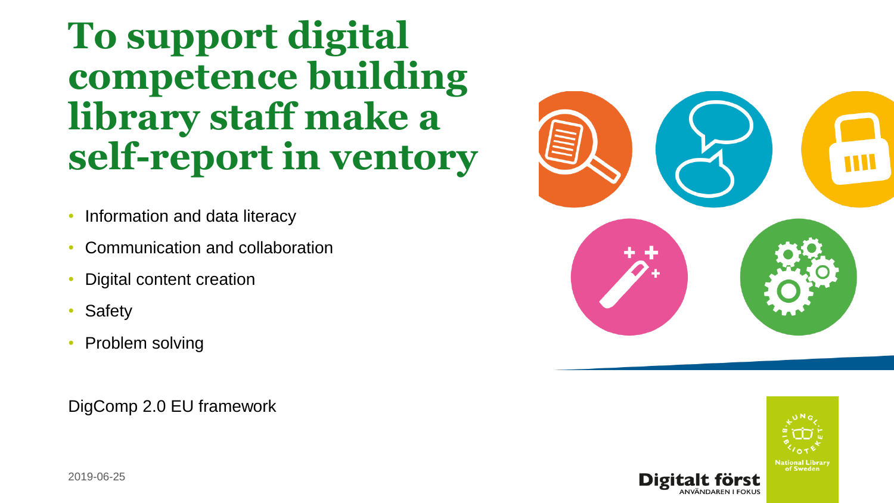# To support digital competence building library staff make a self-report in ventory

- Information and data literacy
- Communication and collaboration
- Digital content creation
- Safety
- Problem solving

DigComp 2.0 EU framework

2019-06-25

Digitalt först
ANVÄNDAREN I FOKUS

National Library of Sweden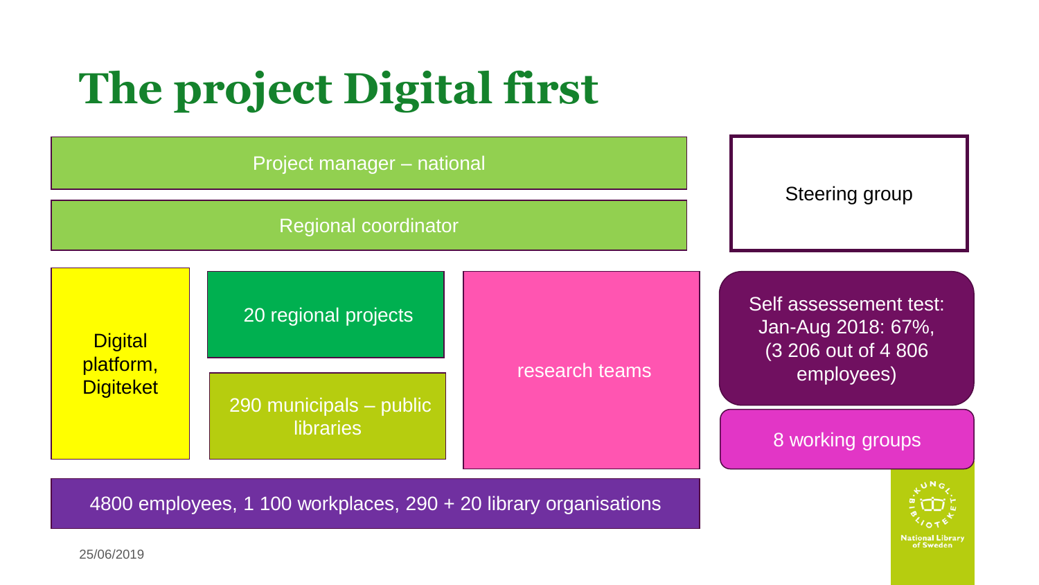# The project Digital first

Project manager – national

Regional coordinator

Steering group

Digital platform, Digiteket

20 regional projects

290 municipals – public libraries

research teams

Self assessement test: Jan-Aug 2018: 67%, (3 206 out of 4 806 employees)

8 working groups

4800 employees, 1 100 workplaces, 290 + 20 library organisations

25/06/2019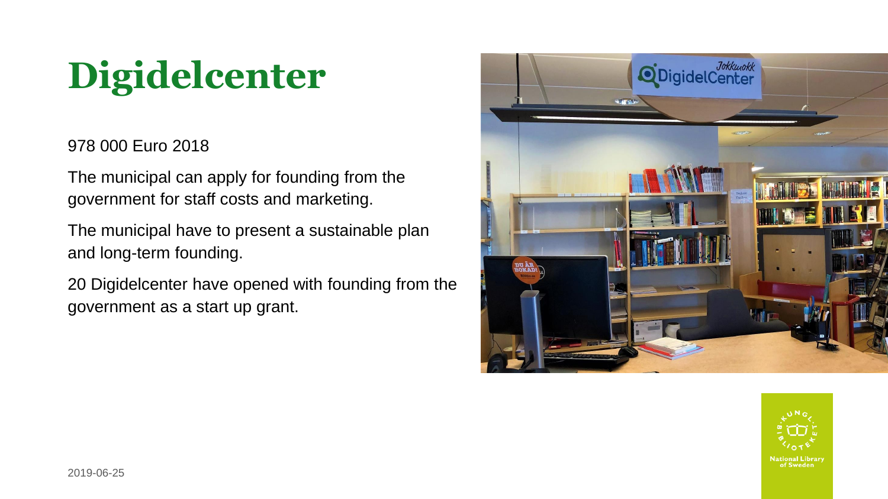# Digidelcenter

978 000 Euro 2018

The municipal can apply for founding from the government for staff costs and marketing.

The municipal have to present a sustainable plan and long-term founding.

20 Digidelcenter have opened with founding from the government as a start up grant.